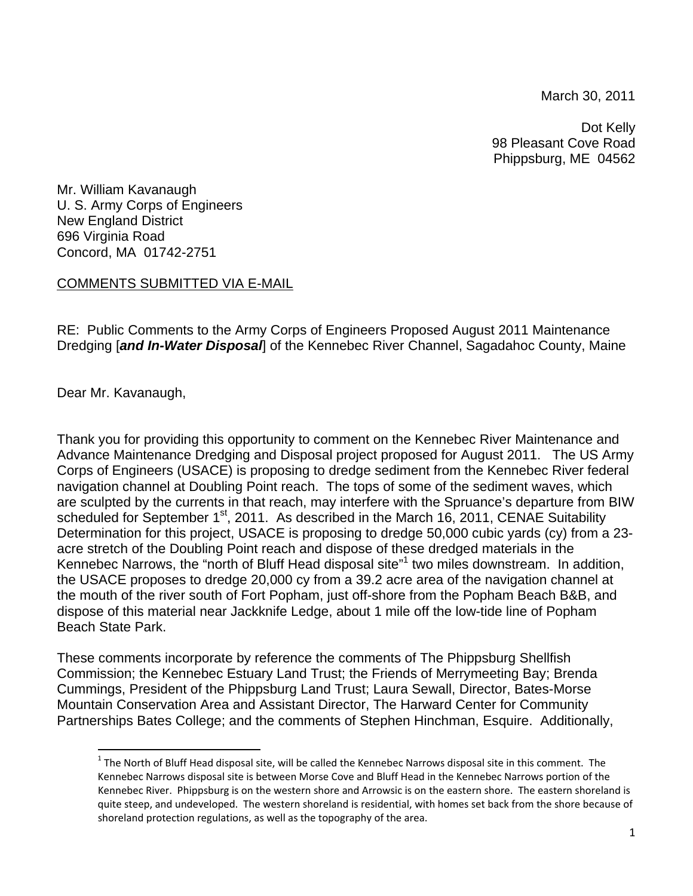March 30, 2011

Dot Kelly
98 Pleasant Cove Road
Phippsburg, ME 04562

Mr. William Kavanaugh
U. S. Army Corps of Engineers
New England District
696 Virginia Road
Concord, MA 01742-2751

COMMENTS SUBMITTED VIA E-MAIL

RE: Public Comments to the Army Corps of Engineers Proposed August 2011 Maintenance Dredging [***and In-Water Disposal***] of the Kennebec River Channel, Sagadahoc County, Maine

Dear Mr. Kavanaugh,

Thank you for providing this opportunity to comment on the Kennebec River Maintenance and Advance Maintenance Dredging and Disposal project proposed for August 2011. The US Army Corps of Engineers (USACE) is proposing to dredge sediment from the Kennebec River federal navigation channel at Doubling Point reach. The tops of some of the sediment waves, which are sculpted by the currents in that reach, may interfere with the Spruance's departure from BIW scheduled for September 1st, 2011. As described in the March 16, 2011, CENAE Suitability Determination for this project, USACE is proposing to dredge 50,000 cubic yards (cy) from a 23-acre stretch of the Doubling Point reach and dispose of these dredged materials in the Kennebec Narrows, the "north of Bluff Head disposal site"[1] two miles downstream. In addition, the USACE proposes to dredge 20,000 cy from a 39.2 acre area of the navigation channel at the mouth of the river south of Fort Popham, just off-shore from the Popham Beach B&B, and dispose of this material near Jackknife Ledge, about 1 mile off the low-tide line of Popham Beach State Park.

These comments incorporate by reference the comments of The Phippsburg Shellfish Commission; the Kennebec Estuary Land Trust; the Friends of Merrymeeting Bay; Brenda Cummings, President of the Phippsburg Land Trust; Laura Sewall, Director, Bates-Morse Mountain Conservation Area and Assistant Director, The Harward Center for Community Partnerships Bates College; and the comments of Stephen Hinchman, Esquire. Additionally,

[1] The North of Bluff Head disposal site, will be called the Kennebec Narrows disposal site in this comment. The Kennebec Narrows disposal site is between Morse Cove and Bluff Head in the Kennebec Narrows portion of the Kennebec River. Phippsburg is on the western shore and Arrowsic is on the eastern shore. The eastern shoreland is quite steep, and undeveloped. The western shoreland is residential, with homes set back from the shore because of shoreland protection regulations, as well as the topography of the area.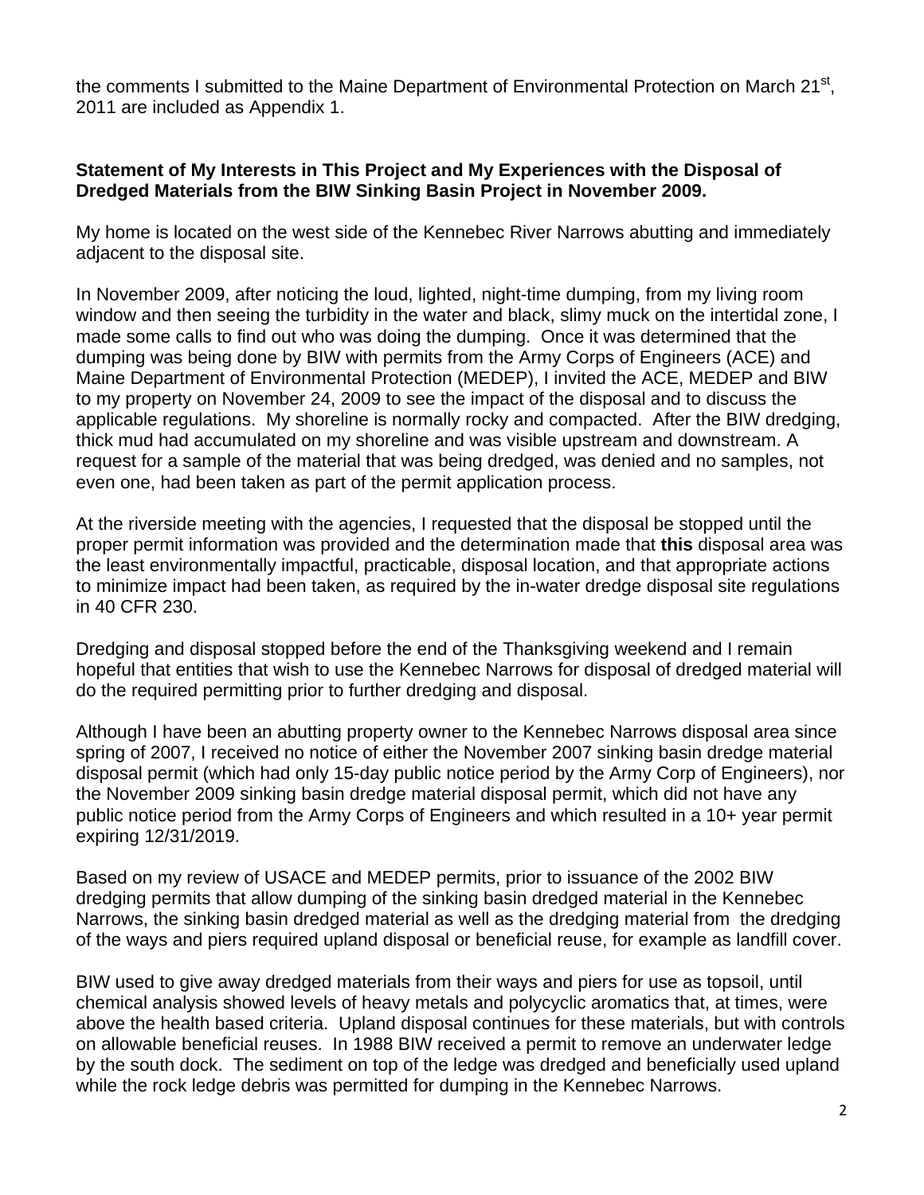the comments I submitted to the Maine Department of Environmental Protection on March 21$^{st}$, 2011 are included as Appendix 1.

**Statement of My Interests in This Project and My Experiences with the Disposal of Dredged Materials from the BIW Sinking Basin Project in November 2009.**

My home is located on the west side of the Kennebec River Narrows abutting and immediately adjacent to the disposal site.

In November 2009, after noticing the loud, lighted, night-time dumping, from my living room window and then seeing the turbidity in the water and black, slimy muck on the intertidal zone, I made some calls to find out who was doing the dumping. Once it was determined that the dumping was being done by BIW with permits from the Army Corps of Engineers (ACE) and Maine Department of Environmental Protection (MEDEP), I invited the ACE, MEDEP and BIW to my property on November 24, 2009 to see the impact of the disposal and to discuss the applicable regulations. My shoreline is normally rocky and compacted. After the BIW dredging, thick mud had accumulated on my shoreline and was visible upstream and downstream. A request for a sample of the material that was being dredged, was denied and no samples, not even one, had been taken as part of the permit application process.

At the riverside meeting with the agencies, I requested that the disposal be stopped until the proper permit information was provided and the determination made that **this** disposal area was the least environmentally impactful, practicable, disposal location, and that appropriate actions to minimize impact had been taken, as required by the in-water dredge disposal site regulations in 40 CFR 230.

Dredging and disposal stopped before the end of the Thanksgiving weekend and I remain hopeful that entities that wish to use the Kennebec Narrows for disposal of dredged material will do the required permitting prior to further dredging and disposal.

Although I have been an abutting property owner to the Kennebec Narrows disposal area since spring of 2007, I received no notice of either the November 2007 sinking basin dredge material disposal permit (which had only 15-day public notice period by the Army Corp of Engineers), nor the November 2009 sinking basin dredge material disposal permit, which did not have any public notice period from the Army Corps of Engineers and which resulted in a 10+ year permit expiring 12/31/2019.

Based on my review of USACE and MEDEP permits, prior to issuance of the 2002 BIW dredging permits that allow dumping of the sinking basin dredged material in the Kennebec Narrows, the sinking basin dredged material as well as the dredging material from the dredging of the ways and piers required upland disposal or beneficial reuse, for example as landfill cover.

BIW used to give away dredged materials from their ways and piers for use as topsoil, until chemical analysis showed levels of heavy metals and polycyclic aromatics that, at times, were above the health based criteria. Upland disposal continues for these materials, but with controls on allowable beneficial reuses. In 1988 BIW received a permit to remove an underwater ledge by the south dock. The sediment on top of the ledge was dredged and beneficially used upland while the rock ledge debris was permitted for dumping in the Kennebec Narrows.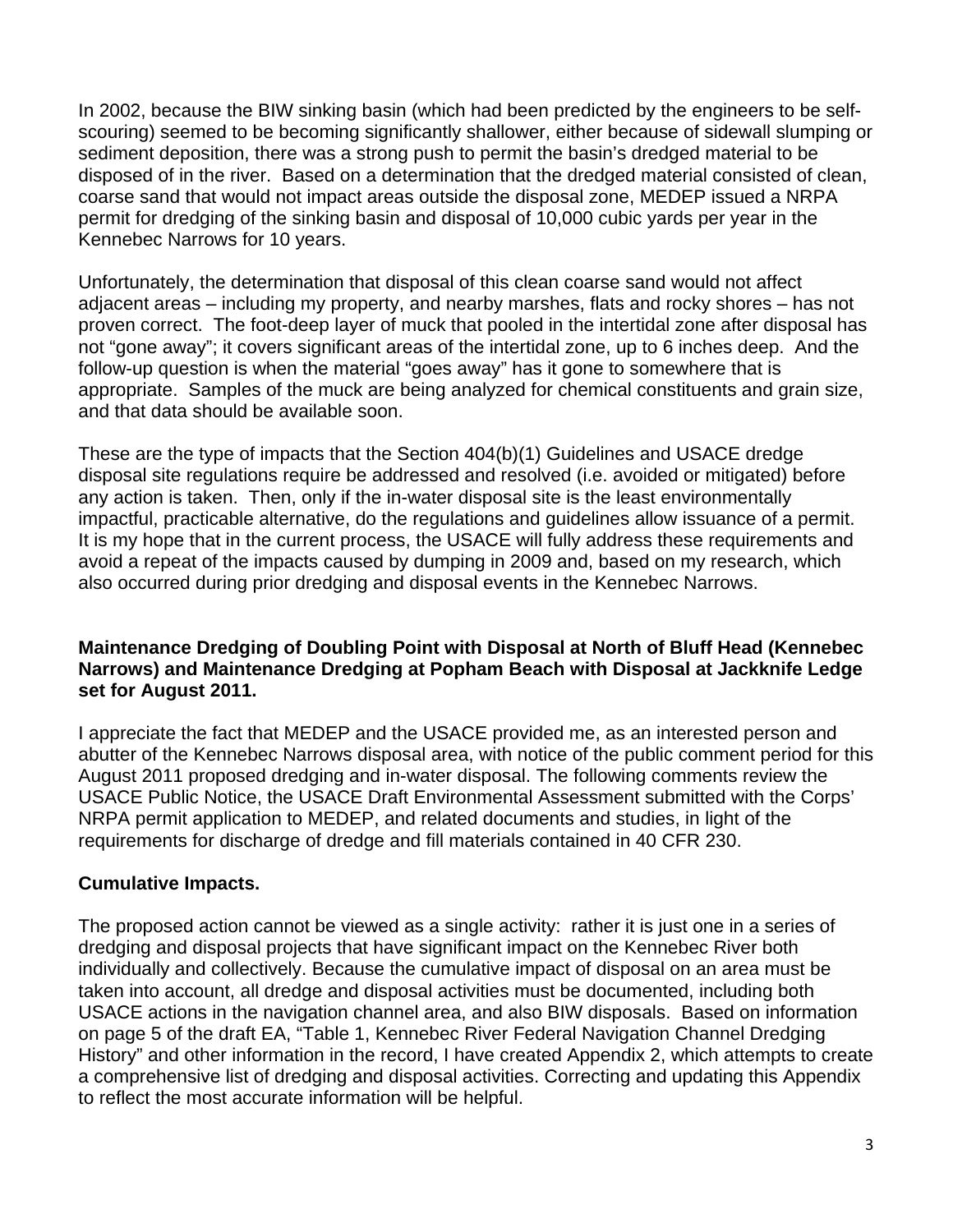In 2002, because the BIW sinking basin (which had been predicted by the engineers to be self-scouring) seemed to be becoming significantly shallower, either because of sidewall slumping or sediment deposition, there was a strong push to permit the basin's dredged material to be disposed of in the river. Based on a determination that the dredged material consisted of clean, coarse sand that would not impact areas outside the disposal zone, MEDEP issued a NRPA permit for dredging of the sinking basin and disposal of 10,000 cubic yards per year in the Kennebec Narrows for 10 years.

Unfortunately, the determination that disposal of this clean coarse sand would not affect adjacent areas – including my property, and nearby marshes, flats and rocky shores – has not proven correct. The foot-deep layer of muck that pooled in the intertidal zone after disposal has not "gone away"; it covers significant areas of the intertidal zone, up to 6 inches deep. And the follow-up question is when the material "goes away" has it gone to somewhere that is appropriate. Samples of the muck are being analyzed for chemical constituents and grain size, and that data should be available soon.

These are the type of impacts that the Section 404(b)(1) Guidelines and USACE dredge disposal site regulations require be addressed and resolved (i.e. avoided or mitigated) before any action is taken. Then, only if the in-water disposal site is the least environmentally impactful, practicable alternative, do the regulations and guidelines allow issuance of a permit. It is my hope that in the current process, the USACE will fully address these requirements and avoid a repeat of the impacts caused by dumping in 2009 and, based on my research, which also occurred during prior dredging and disposal events in the Kennebec Narrows.

**Maintenance Dredging of Doubling Point with Disposal at North of Bluff Head (Kennebec Narrows) and Maintenance Dredging at Popham Beach with Disposal at Jackknife Ledge set for August 2011.**

I appreciate the fact that MEDEP and the USACE provided me, as an interested person and abutter of the Kennebec Narrows disposal area, with notice of the public comment period for this August 2011 proposed dredging and in-water disposal. The following comments review the USACE Public Notice, the USACE Draft Environmental Assessment submitted with the Corps' NRPA permit application to MEDEP, and related documents and studies, in light of the requirements for discharge of dredge and fill materials contained in 40 CFR 230.

**Cumulative Impacts.**

The proposed action cannot be viewed as a single activity: rather it is just one in a series of dredging and disposal projects that have significant impact on the Kennebec River both individually and collectively. Because the cumulative impact of disposal on an area must be taken into account, all dredge and disposal activities must be documented, including both USACE actions in the navigation channel area, and also BIW disposals. Based on information on page 5 of the draft EA, "Table 1, Kennebec River Federal Navigation Channel Dredging History" and other information in the record, I have created Appendix 2, which attempts to create a comprehensive list of dredging and disposal activities. Correcting and updating this Appendix to reflect the most accurate information will be helpful.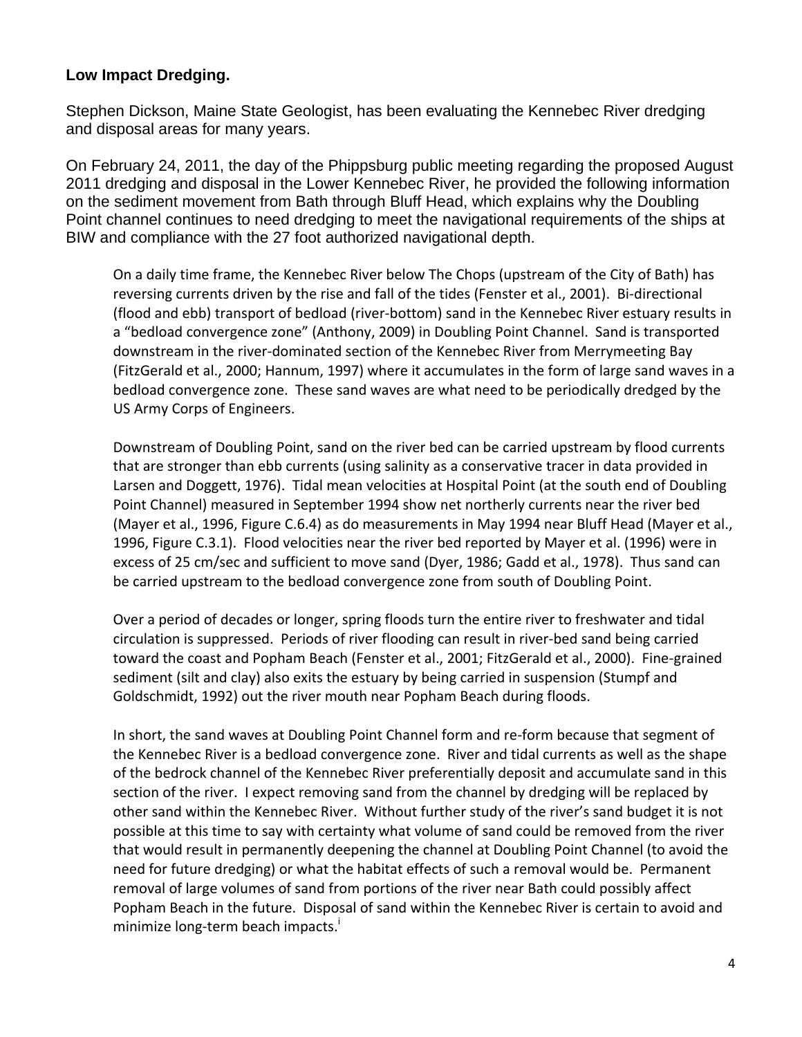**Low Impact Dredging.**

Stephen Dickson, Maine State Geologist, has been evaluating the Kennebec River dredging and disposal areas for many years.

On February 24, 2011, the day of the Phippsburg public meeting regarding the proposed August 2011 dredging and disposal in the Lower Kennebec River, he provided the following information on the sediment movement from Bath through Bluff Head, which explains why the Doubling Point channel continues to need dredging to meet the navigational requirements of the ships at BIW and compliance with the 27 foot authorized navigational depth.

> On a daily time frame, the Kennebec River below The Chops (upstream of the City of Bath) has reversing currents driven by the rise and fall of the tides (Fenster et al., 2001). Bi-directional (flood and ebb) transport of bedload (river-bottom) sand in the Kennebec River estuary results in a "bedload convergence zone" (Anthony, 2009) in Doubling Point Channel. Sand is transported downstream in the river-dominated section of the Kennebec River from Merrymeeting Bay (FitzGerald et al., 2000; Hannum, 1997) where it accumulates in the form of large sand waves in a bedload convergence zone. These sand waves are what need to be periodically dredged by the US Army Corps of Engineers.
>
> Downstream of Doubling Point, sand on the river bed can be carried upstream by flood currents that are stronger than ebb currents (using salinity as a conservative tracer in data provided in Larsen and Doggett, 1976). Tidal mean velocities at Hospital Point (at the south end of Doubling Point Channel) measured in September 1994 show net northerly currents near the river bed (Mayer et al., 1996, Figure C.6.4) as do measurements in May 1994 near Bluff Head (Mayer et al., 1996, Figure C.3.1). Flood velocities near the river bed reported by Mayer et al. (1996) were in excess of 25 cm/sec and sufficient to move sand (Dyer, 1986; Gadd et al., 1978). Thus sand can be carried upstream to the bedload convergence zone from south of Doubling Point.
>
> Over a period of decades or longer, spring floods turn the entire river to freshwater and tidal circulation is suppressed. Periods of river flooding can result in river-bed sand being carried toward the coast and Popham Beach (Fenster et al., 2001; FitzGerald et al., 2000). Fine-grained sediment (silt and clay) also exits the estuary by being carried in suspension (Stumpf and Goldschmidt, 1992) out the river mouth near Popham Beach during floods.
>
> In short, the sand waves at Doubling Point Channel form and re-form because that segment of the Kennebec River is a bedload convergence zone. River and tidal currents as well as the shape of the bedrock channel of the Kennebec River preferentially deposit and accumulate sand in this section of the river. I expect removing sand from the channel by dredging will be replaced by other sand within the Kennebec River. Without further study of the river's sand budget it is not possible at this time to say with certainty what volume of sand could be removed from the river that would result in permanently deepening the channel at Doubling Point Channel (to avoid the need for future dredging) or what the habitat effects of such a removal would be. Permanent removal of large volumes of sand from portions of the river near Bath could possibly affect Popham Beach in the future. Disposal of sand within the Kennebec River is certain to avoid and minimize long-term beach impacts.[i]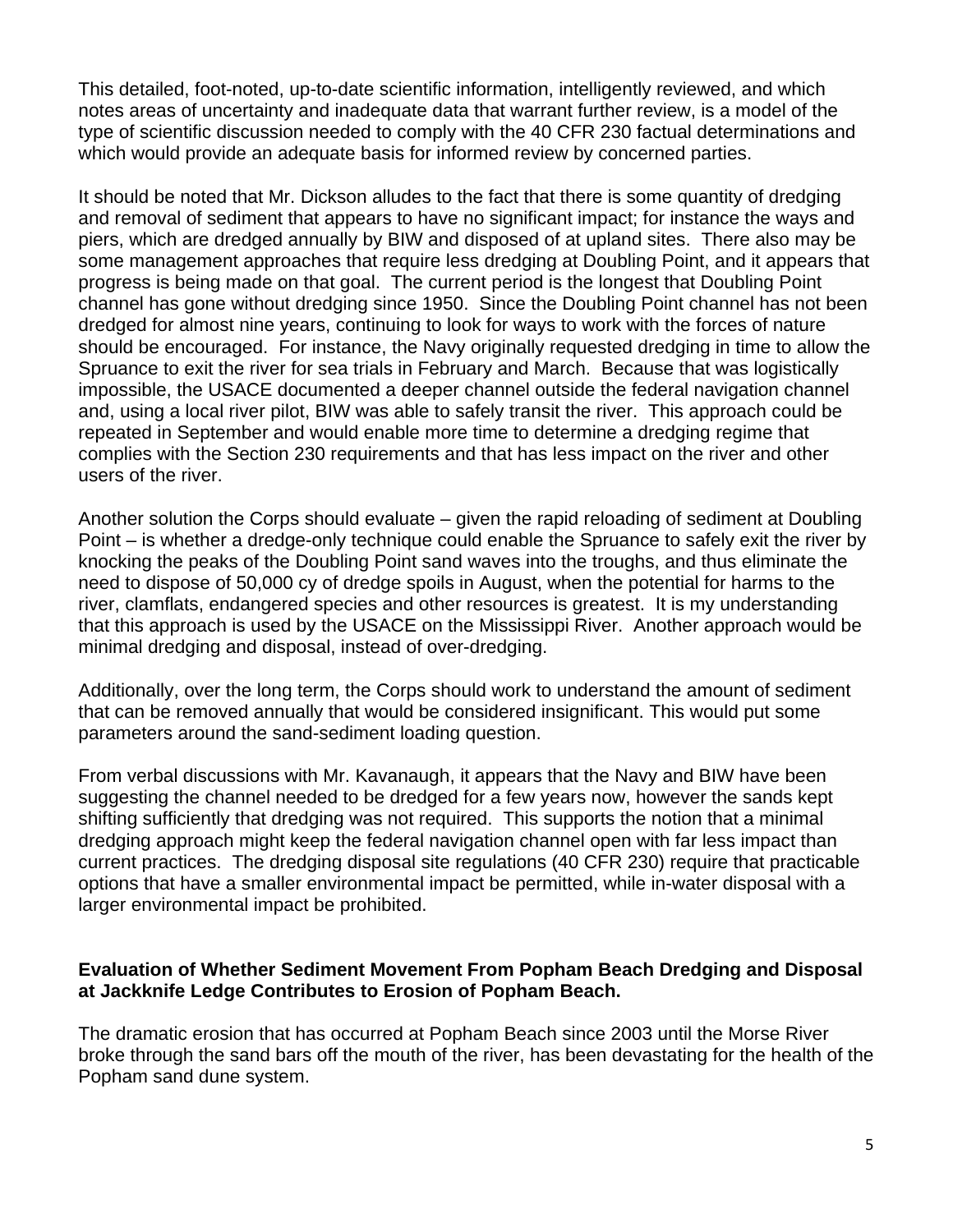This detailed, foot-noted, up-to-date scientific information, intelligently reviewed, and which notes areas of uncertainty and inadequate data that warrant further review, is a model of the type of scientific discussion needed to comply with the 40 CFR 230 factual determinations and which would provide an adequate basis for informed review by concerned parties.

It should be noted that Mr. Dickson alludes to the fact that there is some quantity of dredging and removal of sediment that appears to have no significant impact; for instance the ways and piers, which are dredged annually by BIW and disposed of at upland sites. There also may be some management approaches that require less dredging at Doubling Point, and it appears that progress is being made on that goal. The current period is the longest that Doubling Point channel has gone without dredging since 1950. Since the Doubling Point channel has not been dredged for almost nine years, continuing to look for ways to work with the forces of nature should be encouraged. For instance, the Navy originally requested dredging in time to allow the Spruance to exit the river for sea trials in February and March. Because that was logistically impossible, the USACE documented a deeper channel outside the federal navigation channel and, using a local river pilot, BIW was able to safely transit the river. This approach could be repeated in September and would enable more time to determine a dredging regime that complies with the Section 230 requirements and that has less impact on the river and other users of the river.

Another solution the Corps should evaluate – given the rapid reloading of sediment at Doubling Point – is whether a dredge-only technique could enable the Spruance to safely exit the river by knocking the peaks of the Doubling Point sand waves into the troughs, and thus eliminate the need to dispose of 50,000 cy of dredge spoils in August, when the potential for harms to the river, clamflats, endangered species and other resources is greatest. It is my understanding that this approach is used by the USACE on the Mississippi River. Another approach would be minimal dredging and disposal, instead of over-dredging.

Additionally, over the long term, the Corps should work to understand the amount of sediment that can be removed annually that would be considered insignificant. This would put some parameters around the sand-sediment loading question.

From verbal discussions with Mr. Kavanaugh, it appears that the Navy and BIW have been suggesting the channel needed to be dredged for a few years now, however the sands kept shifting sufficiently that dredging was not required. This supports the notion that a minimal dredging approach might keep the federal navigation channel open with far less impact than current practices. The dredging disposal site regulations (40 CFR 230) require that practicable options that have a smaller environmental impact be permitted, while in-water disposal with a larger environmental impact be prohibited.

**Evaluation of Whether Sediment Movement From Popham Beach Dredging and Disposal at Jackknife Ledge Contributes to Erosion of Popham Beach.**

The dramatic erosion that has occurred at Popham Beach since 2003 until the Morse River broke through the sand bars off the mouth of the river, has been devastating for the health of the Popham sand dune system.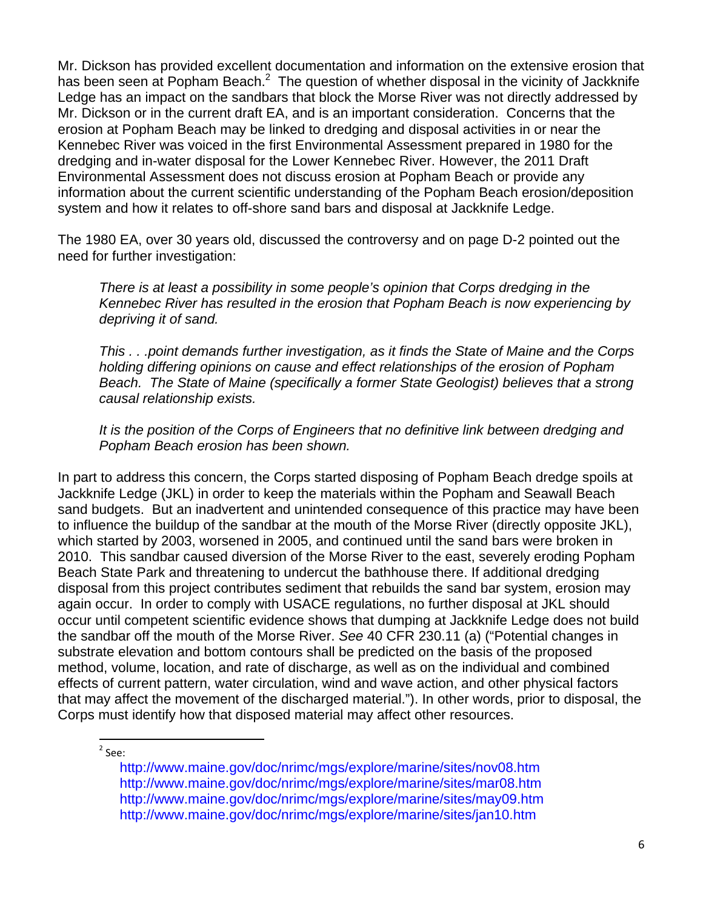Mr. Dickson has provided excellent documentation and information on the extensive erosion that has been seen at Popham Beach.[2] The question of whether disposal in the vicinity of Jackknife Ledge has an impact on the sandbars that block the Morse River was not directly addressed by Mr. Dickson or in the current draft EA, and is an important consideration. Concerns that the erosion at Popham Beach may be linked to dredging and disposal activities in or near the Kennebec River was voiced in the first Environmental Assessment prepared in 1980 for the dredging and in-water disposal for the Lower Kennebec River. However, the 2011 Draft Environmental Assessment does not discuss erosion at Popham Beach or provide any information about the current scientific understanding of the Popham Beach erosion/deposition system and how it relates to off-shore sand bars and disposal at Jackknife Ledge.

The 1980 EA, over 30 years old, discussed the controversy and on page D-2 pointed out the need for further investigation:

> *There is at least a possibility in some people's opinion that Corps dredging in the Kennebec River has resulted in the erosion that Popham Beach is now experiencing by depriving it of sand.*
>
> *This . . .point demands further investigation, as it finds the State of Maine and the Corps holding differing opinions on cause and effect relationships of the erosion of Popham Beach. The State of Maine (specifically a former State Geologist) believes that a strong causal relationship exists.*
>
> *It is the position of the Corps of Engineers that no definitive link between dredging and Popham Beach erosion has been shown.*

In part to address this concern, the Corps started disposing of Popham Beach dredge spoils at Jackknife Ledge (JKL) in order to keep the materials within the Popham and Seawall Beach sand budgets. But an inadvertent and unintended consequence of this practice may have been to influence the buildup of the sandbar at the mouth of the Morse River (directly opposite JKL), which started by 2003, worsened in 2005, and continued until the sand bars were broken in 2010. This sandbar caused diversion of the Morse River to the east, severely eroding Popham Beach State Park and threatening to undercut the bathhouse there. If additional dredging disposal from this project contributes sediment that rebuilds the sand bar system, erosion may again occur. In order to comply with USACE regulations, no further disposal at JKL should occur until competent scientific evidence shows that dumping at Jackknife Ledge does not build the sandbar off the mouth of the Morse River. *See* 40 CFR 230.11 (a) ("Potential changes in substrate elevation and bottom contours shall be predicted on the basis of the proposed method, volume, location, and rate of discharge, as well as on the individual and combined effects of current pattern, water circulation, wind and wave action, and other physical factors that may affect the movement of the discharged material."). In other words, prior to disposal, the Corps must identify how that disposed material may affect other resources.

---

[2] See:

http://www.maine.gov/doc/nrimc/mgs/explore/marine/sites/nov08.htm
http://www.maine.gov/doc/nrimc/mgs/explore/marine/sites/mar08.htm
http://www.maine.gov/doc/nrimc/mgs/explore/marine/sites/may09.htm
http://www.maine.gov/doc/nrimc/mgs/explore/marine/sites/jan10.htm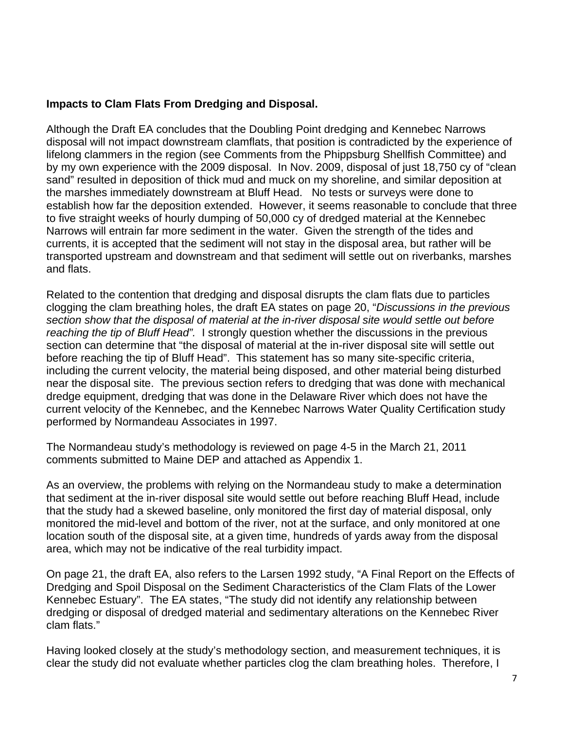**Impacts to Clam Flats From Dredging and Disposal.**

Although the Draft EA concludes that the Doubling Point dredging and Kennebec Narrows disposal will not impact downstream clamflats, that position is contradicted by the experience of lifelong clammers in the region (see Comments from the Phippsburg Shellfish Committee) and by my own experience with the 2009 disposal. In Nov. 2009, disposal of just 18,750 cy of "clean sand" resulted in deposition of thick mud and muck on my shoreline, and similar deposition at the marshes immediately downstream at Bluff Head. No tests or surveys were done to establish how far the deposition extended. However, it seems reasonable to conclude that three to five straight weeks of hourly dumping of 50,000 cy of dredged material at the Kennebec Narrows will entrain far more sediment in the water. Given the strength of the tides and currents, it is accepted that the sediment will not stay in the disposal area, but rather will be transported upstream and downstream and that sediment will settle out on riverbanks, marshes and flats.

Related to the contention that dredging and disposal disrupts the clam flats due to particles clogging the clam breathing holes, the draft EA states on page 20, "*Discussions in the previous section show that the disposal of material at the in-river disposal site would settle out before reaching the tip of Bluff Head".* I strongly question whether the discussions in the previous section can determine that "the disposal of material at the in-river disposal site will settle out before reaching the tip of Bluff Head". This statement has so many site-specific criteria, including the current velocity, the material being disposed, and other material being disturbed near the disposal site. The previous section refers to dredging that was done with mechanical dredge equipment, dredging that was done in the Delaware River which does not have the current velocity of the Kennebec, and the Kennebec Narrows Water Quality Certification study performed by Normandeau Associates in 1997.

The Normandeau study's methodology is reviewed on page 4-5 in the March 21, 2011 comments submitted to Maine DEP and attached as Appendix 1.

As an overview, the problems with relying on the Normandeau study to make a determination that sediment at the in-river disposal site would settle out before reaching Bluff Head, include that the study had a skewed baseline, only monitored the first day of material disposal, only monitored the mid-level and bottom of the river, not at the surface, and only monitored at one location south of the disposal site, at a given time, hundreds of yards away from the disposal area, which may not be indicative of the real turbidity impact.

On page 21, the draft EA, also refers to the Larsen 1992 study, "A Final Report on the Effects of Dredging and Spoil Disposal on the Sediment Characteristics of the Clam Flats of the Lower Kennebec Estuary". The EA states, "The study did not identify any relationship between dredging or disposal of dredged material and sedimentary alterations on the Kennebec River clam flats."

Having looked closely at the study's methodology section, and measurement techniques, it is clear the study did not evaluate whether particles clog the clam breathing holes. Therefore, I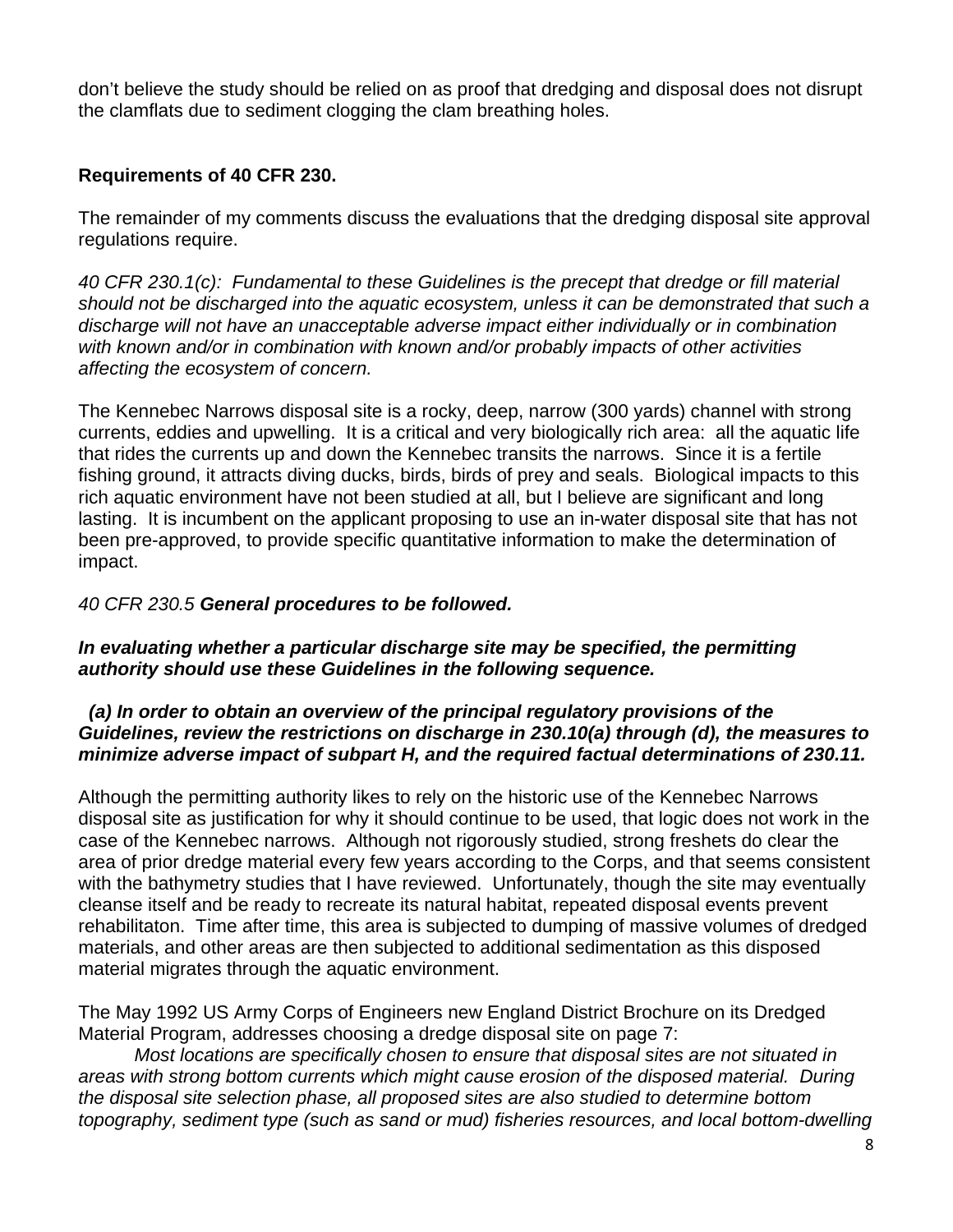don't believe the study should be relied on as proof that dredging and disposal does not disrupt the clamflats due to sediment clogging the clam breathing holes.

**Requirements of 40 CFR 230.**

The remainder of my comments discuss the evaluations that the dredging disposal site approval regulations require.

*40 CFR 230.1(c): Fundamental to these Guidelines is the precept that dredge or fill material should not be discharged into the aquatic ecosystem, unless it can be demonstrated that such a discharge will not have an unacceptable adverse impact either individually or in combination with known and/or in combination with known and/or probably impacts of other activities affecting the ecosystem of concern.*

The Kennebec Narrows disposal site is a rocky, deep, narrow (300 yards) channel with strong currents, eddies and upwelling. It is a critical and very biologically rich area: all the aquatic life that rides the currents up and down the Kennebec transits the narrows. Since it is a fertile fishing ground, it attracts diving ducks, birds, birds of prey and seals. Biological impacts to this rich aquatic environment have not been studied at all, but I believe are significant and long lasting. It is incumbent on the applicant proposing to use an in-water disposal site that has not been pre-approved, to provide specific quantitative information to make the determination of impact.

*40 CFR 230.5* ***General procedures to be followed.***

***In evaluating whether a particular discharge site may be specified, the permitting authority should use these Guidelines in the following sequence.***

***(a) In order to obtain an overview of the principal regulatory provisions of the Guidelines, review the restrictions on discharge in 230.10(a) through (d), the measures to minimize adverse impact of subpart H, and the required factual determinations of 230.11.***

Although the permitting authority likes to rely on the historic use of the Kennebec Narrows disposal site as justification for why it should continue to be used, that logic does not work in the case of the Kennebec narrows. Although not rigorously studied, strong freshets do clear the area of prior dredge material every few years according to the Corps, and that seems consistent with the bathymetry studies that I have reviewed. Unfortunately, though the site may eventually cleanse itself and be ready to recreate its natural habitat, repeated disposal events prevent rehabilitaton. Time after time, this area is subjected to dumping of massive volumes of dredged materials, and other areas are then subjected to additional sedimentation as this disposed material migrates through the aquatic environment.

The May 1992 US Army Corps of Engineers new England District Brochure on its Dredged Material Program, addresses choosing a dredge disposal site on page 7:

*Most locations are specifically chosen to ensure that disposal sites are not situated in areas with strong bottom currents which might cause erosion of the disposed material. During the disposal site selection phase, all proposed sites are also studied to determine bottom topography, sediment type (such as sand or mud) fisheries resources, and local bottom-dwelling*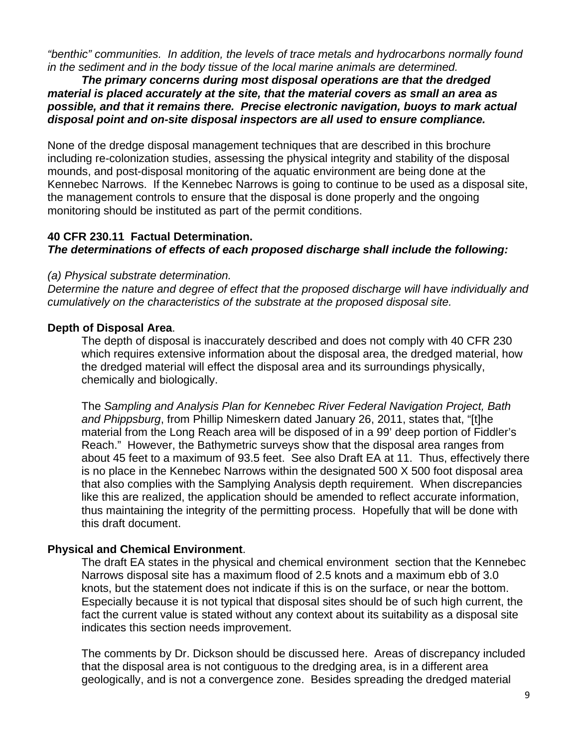*"benthic" communities. In addition, the levels of trace metals and hydrocarbons normally found in the sediment and in the body tissue of the local marine animals are determined.*

***The primary concerns during most disposal operations are that the dredged material is placed accurately at the site, that the material covers as small an area as possible, and that it remains there. Precise electronic navigation, buoys to mark actual disposal point and on-site disposal inspectors are all used to ensure compliance.***

None of the dredge disposal management techniques that are described in this brochure including re-colonization studies, assessing the physical integrity and stability of the disposal mounds, and post-disposal monitoring of the aquatic environment are being done at the Kennebec Narrows. If the Kennebec Narrows is going to continue to be used as a disposal site, the management controls to ensure that the disposal is done properly and the ongoing monitoring should be instituted as part of the permit conditions.

**40 CFR 230.11 Factual Determination.**
***The determinations of effects of each proposed discharge shall include the following:***

*(a) Physical substrate determination.*
*Determine the nature and degree of effect that the proposed discharge will have individually and cumulatively on the characteristics of the substrate at the proposed disposal site.*

**Depth of Disposal Area**.

The depth of disposal is inaccurately described and does not comply with 40 CFR 230 which requires extensive information about the disposal area, the dredged material, how the dredged material will effect the disposal area and its surroundings physically, chemically and biologically.

The *Sampling and Analysis Plan for Kennebec River Federal Navigation Project, Bath and Phippsburg*, from Phillip Nimeskern dated January 26, 2011, states that, "[t]he material from the Long Reach area will be disposed of in a 99' deep portion of Fiddler's Reach." However, the Bathymetric surveys show that the disposal area ranges from about 45 feet to a maximum of 93.5 feet. See also Draft EA at 11. Thus, effectively there is no place in the Kennebec Narrows within the designated 500 X 500 foot disposal area that also complies with the Samplying Analysis depth requirement. When discrepancies like this are realized, the application should be amended to reflect accurate information, thus maintaining the integrity of the permitting process. Hopefully that will be done with this draft document.

**Physical and Chemical Environment**.

The draft EA states in the physical and chemical environment section that the Kennebec Narrows disposal site has a maximum flood of 2.5 knots and a maximum ebb of 3.0 knots, but the statement does not indicate if this is on the surface, or near the bottom. Especially because it is not typical that disposal sites should be of such high current, the fact the current value is stated without any context about its suitability as a disposal site indicates this section needs improvement.

The comments by Dr. Dickson should be discussed here. Areas of discrepancy included that the disposal area is not contiguous to the dredging area, is in a different area geologically, and is not a convergence zone. Besides spreading the dredged material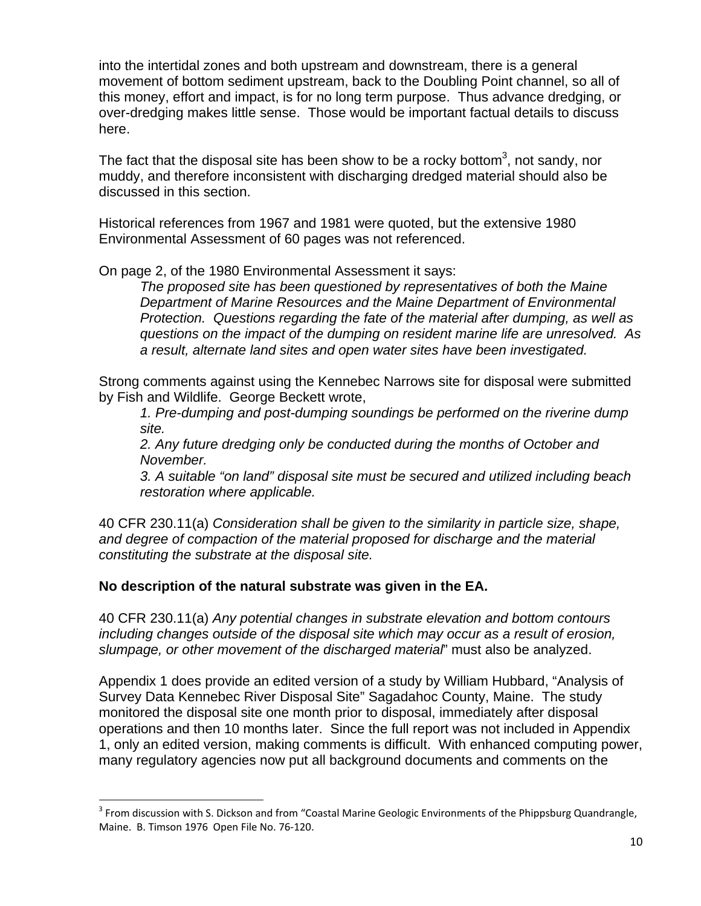into the intertidal zones and both upstream and downstream, there is a general movement of bottom sediment upstream, back to the Doubling Point channel, so all of this money, effort and impact, is for no long term purpose. Thus advance dredging, or over-dredging makes little sense. Those would be important factual details to discuss here.

The fact that the disposal site has been show to be a rocky bottom[3], not sandy, nor muddy, and therefore inconsistent with discharging dredged material should also be discussed in this section.

Historical references from 1967 and 1981 were quoted, but the extensive 1980 Environmental Assessment of 60 pages was not referenced.

On page 2, of the 1980 Environmental Assessment it says:

> *The proposed site has been questioned by representatives of both the Maine Department of Marine Resources and the Maine Department of Environmental Protection. Questions regarding the fate of the material after dumping, as well as questions on the impact of the dumping on resident marine life are unresolved. As a result, alternate land sites and open water sites have been investigated.*

Strong comments against using the Kennebec Narrows site for disposal were submitted by Fish and Wildlife. George Beckett wrote,

> *1. Pre-dumping and post-dumping soundings be performed on the riverine dump site.*
> *2. Any future dredging only be conducted during the months of October and November.*
> *3. A suitable "on land" disposal site must be secured and utilized including beach restoration where applicable.*

40 CFR 230.11(a) *Consideration shall be given to the similarity in particle size, shape, and degree of compaction of the material proposed for discharge and the material constituting the substrate at the disposal site.*

**No description of the natural substrate was given in the EA.**

40 CFR 230.11(a) *Any potential changes in substrate elevation and bottom contours including changes outside of the disposal site which may occur as a result of erosion, slumpage, or other movement of the discharged material*" must also be analyzed.

Appendix 1 does provide an edited version of a study by William Hubbard, "Analysis of Survey Data Kennebec River Disposal Site" Sagadahoc County, Maine. The study monitored the disposal site one month prior to disposal, immediately after disposal operations and then 10 months later. Since the full report was not included in Appendix 1, only an edited version, making comments is difficult. With enhanced computing power, many regulatory agencies now put all background documents and comments on the

[3] From discussion with S. Dickson and from "Coastal Marine Geologic Environments of the Phippsburg Quandrangle, Maine. B. Timson 1976 Open File No. 76-120.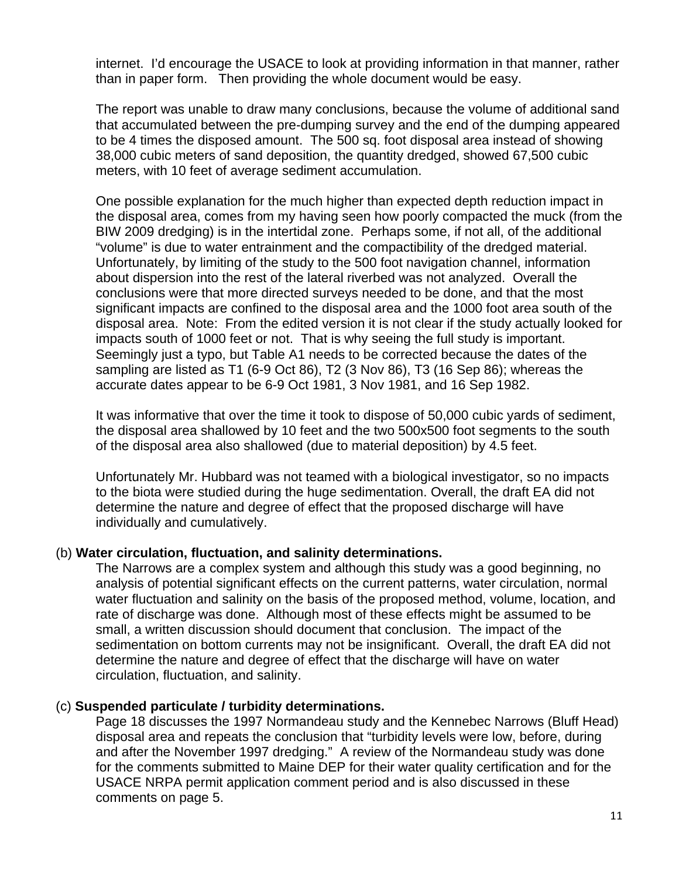internet. I'd encourage the USACE to look at providing information in that manner, rather than in paper form. Then providing the whole document would be easy.

The report was unable to draw many conclusions, because the volume of additional sand that accumulated between the pre-dumping survey and the end of the dumping appeared to be 4 times the disposed amount. The 500 sq. foot disposal area instead of showing 38,000 cubic meters of sand deposition, the quantity dredged, showed 67,500 cubic meters, with 10 feet of average sediment accumulation.

One possible explanation for the much higher than expected depth reduction impact in the disposal area, comes from my having seen how poorly compacted the muck (from the BIW 2009 dredging) is in the intertidal zone. Perhaps some, if not all, of the additional "volume" is due to water entrainment and the compactibility of the dredged material. Unfortunately, by limiting of the study to the 500 foot navigation channel, information about dispersion into the rest of the lateral riverbed was not analyzed. Overall the conclusions were that more directed surveys needed to be done, and that the most significant impacts are confined to the disposal area and the 1000 foot area south of the disposal area. Note: From the edited version it is not clear if the study actually looked for impacts south of 1000 feet or not. That is why seeing the full study is important. Seemingly just a typo, but Table A1 needs to be corrected because the dates of the sampling are listed as T1 (6-9 Oct 86), T2 (3 Nov 86), T3 (16 Sep 86); whereas the accurate dates appear to be 6-9 Oct 1981, 3 Nov 1981, and 16 Sep 1982.

It was informative that over the time it took to dispose of 50,000 cubic yards of sediment, the disposal area shallowed by 10 feet and the two 500x500 foot segments to the south of the disposal area also shallowed (due to material deposition) by 4.5 feet.

Unfortunately Mr. Hubbard was not teamed with a biological investigator, so no impacts to the biota were studied during the huge sedimentation. Overall, the draft EA did not determine the nature and degree of effect that the proposed discharge will have individually and cumulatively.

(b) **Water circulation, fluctuation, and salinity determinations.**

The Narrows are a complex system and although this study was a good beginning, no analysis of potential significant effects on the current patterns, water circulation, normal water fluctuation and salinity on the basis of the proposed method, volume, location, and rate of discharge was done. Although most of these effects might be assumed to be small, a written discussion should document that conclusion. The impact of the sedimentation on bottom currents may not be insignificant. Overall, the draft EA did not determine the nature and degree of effect that the discharge will have on water circulation, fluctuation, and salinity.

(c) **Suspended particulate / turbidity determinations.**

Page 18 discusses the 1997 Normandeau study and the Kennebec Narrows (Bluff Head) disposal area and repeats the conclusion that "turbidity levels were low, before, during and after the November 1997 dredging." A review of the Normandeau study was done for the comments submitted to Maine DEP for their water quality certification and for the USACE NRPA permit application comment period and is also discussed in these comments on page 5.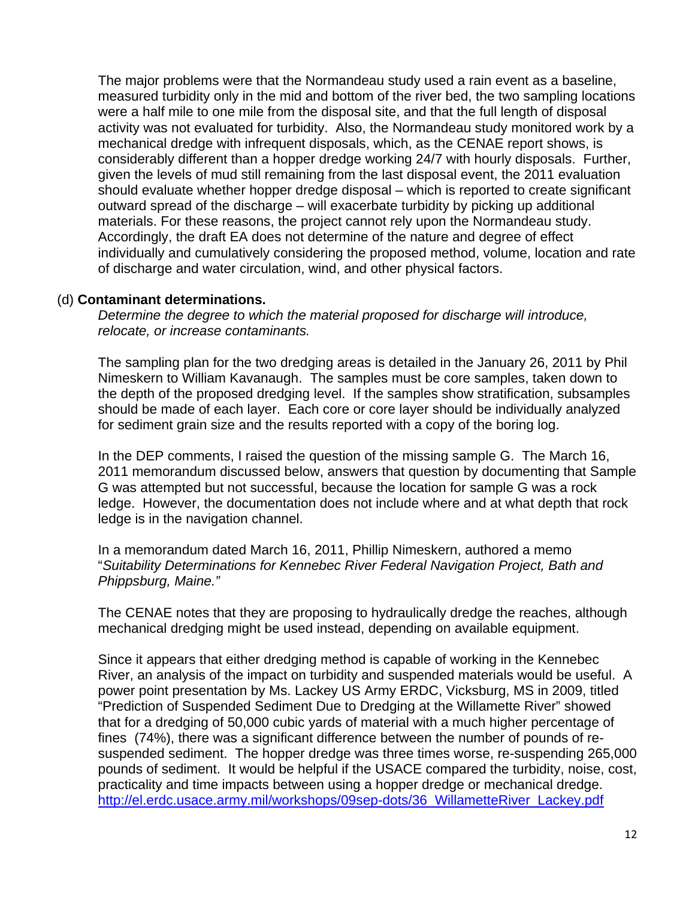The major problems were that the Normandeau study used a rain event as a baseline, measured turbidity only in the mid and bottom of the river bed, the two sampling locations were a half mile to one mile from the disposal site, and that the full length of disposal activity was not evaluated for turbidity. Also, the Normandeau study monitored work by a mechanical dredge with infrequent disposals, which, as the CENAE report shows, is considerably different than a hopper dredge working 24/7 with hourly disposals. Further, given the levels of mud still remaining from the last disposal event, the 2011 evaluation should evaluate whether hopper dredge disposal – which is reported to create significant outward spread of the discharge – will exacerbate turbidity by picking up additional materials. For these reasons, the project cannot rely upon the Normandeau study. Accordingly, the draft EA does not determine of the nature and degree of effect individually and cumulatively considering the proposed method, volume, location and rate of discharge and water circulation, wind, and other physical factors.

(d) **Contaminant determinations.**

*Determine the degree to which the material proposed for discharge will introduce, relocate, or increase contaminants.*

The sampling plan for the two dredging areas is detailed in the January 26, 2011 by Phil Nimeskern to William Kavanaugh. The samples must be core samples, taken down to the depth of the proposed dredging level. If the samples show stratification, subsamples should be made of each layer. Each core or core layer should be individually analyzed for sediment grain size and the results reported with a copy of the boring log.

In the DEP comments, I raised the question of the missing sample G. The March 16, 2011 memorandum discussed below, answers that question by documenting that Sample G was attempted but not successful, because the location for sample G was a rock ledge. However, the documentation does not include where and at what depth that rock ledge is in the navigation channel.

In a memorandum dated March 16, 2011, Phillip Nimeskern, authored a memo "*Suitability Determinations for Kennebec River Federal Navigation Project, Bath and Phippsburg, Maine."*

The CENAE notes that they are proposing to hydraulically dredge the reaches, although mechanical dredging might be used instead, depending on available equipment.

Since it appears that either dredging method is capable of working in the Kennebec River, an analysis of the impact on turbidity and suspended materials would be useful. A power point presentation by Ms. Lackey US Army ERDC, Vicksburg, MS in 2009, titled "Prediction of Suspended Sediment Due to Dredging at the Willamette River" showed that for a dredging of 50,000 cubic yards of material with a much higher percentage of fines (74%), there was a significant difference between the number of pounds of re-suspended sediment. The hopper dredge was three times worse, re-suspending 265,000 pounds of sediment. It would be helpful if the USACE compared the turbidity, noise, cost, practicality and time impacts between using a hopper dredge or mechanical dredge. http://el.erdc.usace.army.mil/workshops/09sep-dots/36_WillametteRiver_Lackey.pdf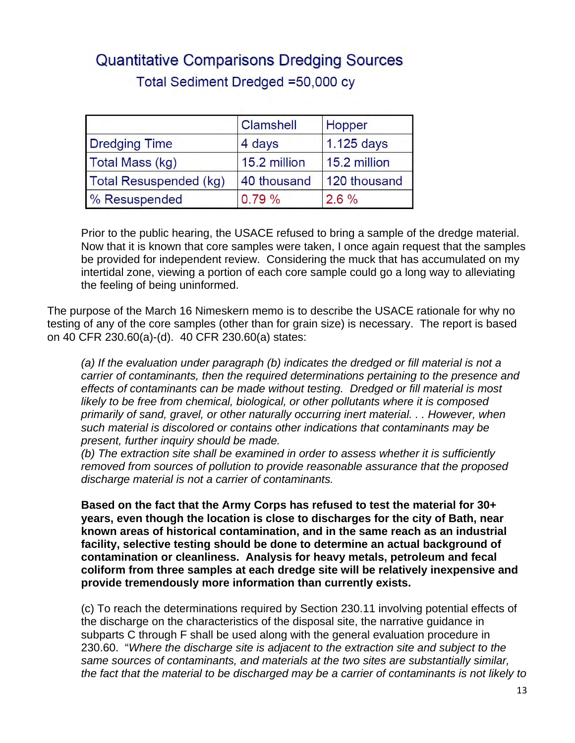## Quantitative Comparisons Dredging Sources

### Total Sediment Dredged =50,000 cy

| | Clamshell | Hopper |
|---|---|---|
| Dredging Time | 4 days | 1.125 days |
| Total Mass (kg) | 15.2 million | 15.2 million |
| Total Resuspended (kg) | 40 thousand | 120 thousand |
| % Resuspended | 0.79 % | 2.6 % |

Prior to the public hearing, the USACE refused to bring a sample of the dredge material. Now that it is known that core samples were taken, I once again request that the samples be provided for independent review. Considering the muck that has accumulated on my intertidal zone, viewing a portion of each core sample could go a long way to alleviating the feeling of being uninformed.

The purpose of the March 16 Nimeskern memo is to describe the USACE rationale for why no testing of any of the core samples (other than for grain size) is necessary. The report is based on 40 CFR 230.60(a)-(d). 40 CFR 230.60(a) states:

*(a) If the evaluation under paragraph (b) indicates the dredged or fill material is not a carrier of contaminants, then the required determinations pertaining to the presence and effects of contaminants can be made without testing. Dredged or fill material is most likely to be free from chemical, biological, or other pollutants where it is composed primarily of sand, gravel, or other naturally occurring inert material. . . However, when such material is discolored or contains other indications that contaminants may be present, further inquiry should be made.*
*(b) The extraction site shall be examined in order to assess whether it is sufficiently removed from sources of pollution to provide reasonable assurance that the proposed discharge material is not a carrier of contaminants.*

**Based on the fact that the Army Corps has refused to test the material for 30+ years, even though the location is close to discharges for the city of Bath, near known areas of historical contamination, and in the same reach as an industrial facility, selective testing should be done to determine an actual background of contamination or cleanliness. Analysis for heavy metals, petroleum and fecal coliform from three samples at each dredge site will be relatively inexpensive and provide tremendously more information than currently exists.**

(c) To reach the determinations required by Section 230.11 involving potential effects of the discharge on the characteristics of the disposal site, the narrative guidance in subparts C through F shall be used along with the general evaluation procedure in 230.60. "*Where the discharge site is adjacent to the extraction site and subject to the same sources of contaminants, and materials at the two sites are substantially similar, the fact that the material to be discharged may be a carrier of contaminants is not likely to*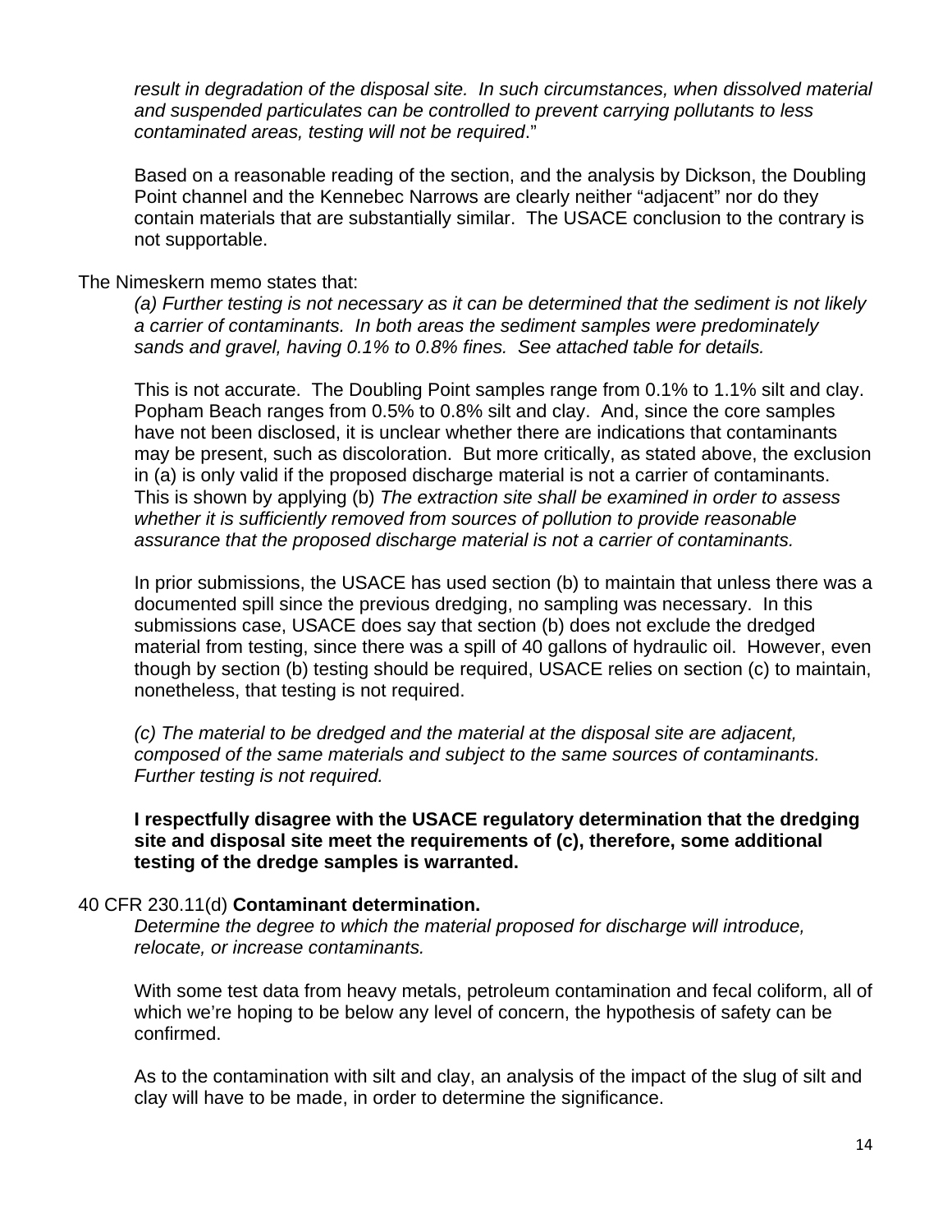*result in degradation of the disposal site. In such circumstances, when dissolved material and suspended particulates can be controlled to prevent carrying pollutants to less contaminated areas, testing will not be required*."

Based on a reasonable reading of the section, and the analysis by Dickson, the Doubling Point channel and the Kennebec Narrows are clearly neither "adjacent" nor do they contain materials that are substantially similar. The USACE conclusion to the contrary is not supportable.

The Nimeskern memo states that:

*(a) Further testing is not necessary as it can be determined that the sediment is not likely a carrier of contaminants. In both areas the sediment samples were predominately sands and gravel, having 0.1% to 0.8% fines. See attached table for details.*

This is not accurate. The Doubling Point samples range from 0.1% to 1.1% silt and clay. Popham Beach ranges from 0.5% to 0.8% silt and clay. And, since the core samples have not been disclosed, it is unclear whether there are indications that contaminants may be present, such as discoloration. But more critically, as stated above, the exclusion in (a) is only valid if the proposed discharge material is not a carrier of contaminants. This is shown by applying (b) *The extraction site shall be examined in order to assess whether it is sufficiently removed from sources of pollution to provide reasonable assurance that the proposed discharge material is not a carrier of contaminants.*

In prior submissions, the USACE has used section (b) to maintain that unless there was a documented spill since the previous dredging, no sampling was necessary. In this submissions case, USACE does say that section (b) does not exclude the dredged material from testing, since there was a spill of 40 gallons of hydraulic oil. However, even though by section (b) testing should be required, USACE relies on section (c) to maintain, nonetheless, that testing is not required.

*(c) The material to be dredged and the material at the disposal site are adjacent, composed of the same materials and subject to the same sources of contaminants. Further testing is not required.*

**I respectfully disagree with the USACE regulatory determination that the dredging site and disposal site meet the requirements of (c), therefore, some additional testing of the dredge samples is warranted.**

40 CFR 230.11(d) **Contaminant determination.**

*Determine the degree to which the material proposed for discharge will introduce, relocate, or increase contaminants.*

With some test data from heavy metals, petroleum contamination and fecal coliform, all of which we're hoping to be below any level of concern, the hypothesis of safety can be confirmed.

As to the contamination with silt and clay, an analysis of the impact of the slug of silt and clay will have to be made, in order to determine the significance.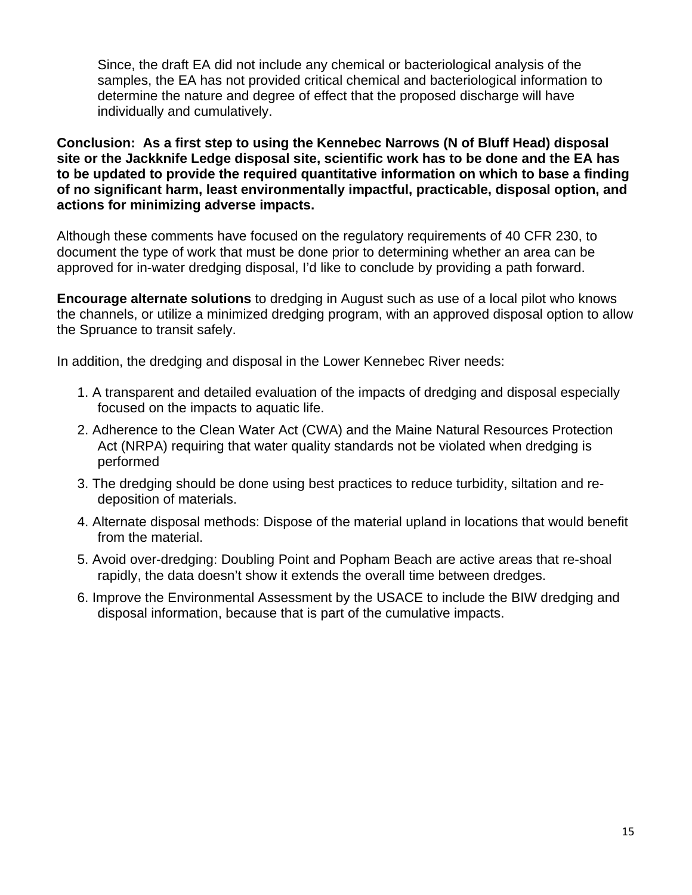Since, the draft EA did not include any chemical or bacteriological analysis of the samples, the EA has not provided critical chemical and bacteriological information to determine the nature and degree of effect that the proposed discharge will have individually and cumulatively.

**Conclusion: As a first step to using the Kennebec Narrows (N of Bluff Head) disposal site or the Jackknife Ledge disposal site, scientific work has to be done and the EA has to be updated to provide the required quantitative information on which to base a finding of no significant harm, least environmentally impactful, practicable, disposal option, and actions for minimizing adverse impacts.**

Although these comments have focused on the regulatory requirements of 40 CFR 230, to document the type of work that must be done prior to determining whether an area can be approved for in-water dredging disposal, I'd like to conclude by providing a path forward.

**Encourage alternate solutions** to dredging in August such as use of a local pilot who knows the channels, or utilize a minimized dredging program, with an approved disposal option to allow the Spruance to transit safely.

In addition, the dredging and disposal in the Lower Kennebec River needs:

1. A transparent and detailed evaluation of the impacts of dredging and disposal especially focused on the impacts to aquatic life.
2. Adherence to the Clean Water Act (CWA) and the Maine Natural Resources Protection Act (NRPA) requiring that water quality standards not be violated when dredging is performed
3. The dredging should be done using best practices to reduce turbidity, siltation and re-deposition of materials.
4. Alternate disposal methods: Dispose of the material upland in locations that would benefit from the material.
5. Avoid over-dredging: Doubling Point and Popham Beach are active areas that re-shoal rapidly, the data doesn't show it extends the overall time between dredges.
6. Improve the Environmental Assessment by the USACE to include the BIW dredging and disposal information, because that is part of the cumulative impacts.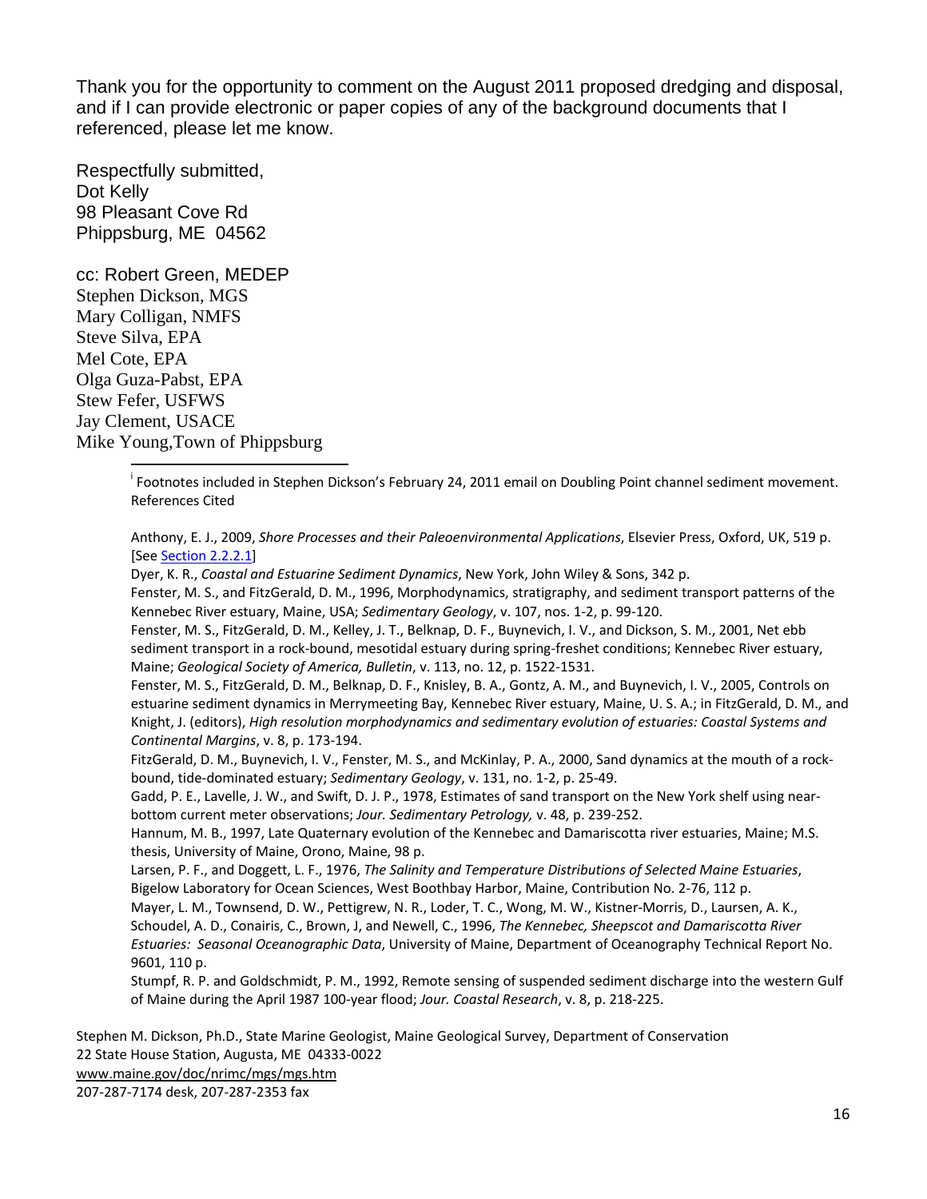Thank you for the opportunity to comment on the August 2011 proposed dredging and disposal, and if I can provide electronic or paper copies of any of the background documents that I referenced, please let me know.

Respectfully submitted,
Dot Kelly
98 Pleasant Cove Rd
Phippsburg, ME 04562

cc: Robert Green, MEDEP
Stephen Dickson, MGS
Mary Colligan, NMFS
Steve Silva, EPA
Mel Cote, EPA
Olga Guza-Pabst, EPA
Stew Fefer, USFWS
Jay Clement, USACE
Mike Young,Town of Phippsburg

---

[i] Footnotes included in Stephen Dickson's February 24, 2011 email on Doubling Point channel sediment movement.
References Cited

Anthony, E. J., 2009, *Shore Processes and their Paleoenvironmental Applications*, Elsevier Press, Oxford, UK, 519 p. [See Section 2.2.2.1]

Dyer, K. R., *Coastal and Estuarine Sediment Dynamics*, New York, John Wiley & Sons, 342 p.

Fenster, M. S., and FitzGerald, D. M., 1996, Morphodynamics, stratigraphy, and sediment transport patterns of the Kennebec River estuary, Maine, USA; *Sedimentary Geology*, v. 107, nos. 1-2, p. 99-120.

Fenster, M. S., FitzGerald, D. M., Kelley, J. T., Belknap, D. F., Buynevich, I. V., and Dickson, S. M., 2001, Net ebb sediment transport in a rock-bound, mesotidal estuary during spring-freshet conditions; Kennebec River estuary, Maine; *Geological Society of America, Bulletin*, v. 113, no. 12, p. 1522-1531.

Fenster, M. S., FitzGerald, D. M., Belknap, D. F., Knisley, B. A., Gontz, A. M., and Buynevich, I. V., 2005, Controls on estuarine sediment dynamics in Merrymeeting Bay, Kennebec River estuary, Maine, U. S. A.; in FitzGerald, D. M., and Knight, J. (editors), *High resolution morphodynamics and sedimentary evolution of estuaries: Coastal Systems and Continental Margins*, v. 8, p. 173-194.

FitzGerald, D. M., Buynevich, I. V., Fenster, M. S., and McKinlay, P. A., 2000, Sand dynamics at the mouth of a rock-bound, tide-dominated estuary; *Sedimentary Geology*, v. 131, no. 1-2, p. 25-49.

Gadd, P. E., Lavelle, J. W., and Swift, D. J. P., 1978, Estimates of sand transport on the New York shelf using near-bottom current meter observations; *Jour. Sedimentary Petrology,* v. 48, p. 239-252.

Hannum, M. B., 1997, Late Quaternary evolution of the Kennebec and Damariscotta river estuaries, Maine; M.S. thesis, University of Maine, Orono, Maine, 98 p.

Larsen, P. F., and Doggett, L. F., 1976, *The Salinity and Temperature Distributions of Selected Maine Estuaries*, Bigelow Laboratory for Ocean Sciences, West Boothbay Harbor, Maine, Contribution No. 2-76, 112 p.

Mayer, L. M., Townsend, D. W., Pettigrew, N. R., Loder, T. C., Wong, M. W., Kistner-Morris, D., Laursen, A. K., Schoudel, A. D., Conairis, C., Brown, J, and Newell, C., 1996, *The Kennebec, Sheepscot and Damariscotta River Estuaries: Seasonal Oceanographic Data*, University of Maine, Department of Oceanography Technical Report No. 9601, 110 p.

Stumpf, R. P. and Goldschmidt, P. M., 1992, Remote sensing of suspended sediment discharge into the western Gulf of Maine during the April 1987 100-year flood; *Jour. Coastal Research*, v. 8, p. 218-225.

Stephen M. Dickson, Ph.D., State Marine Geologist, Maine Geological Survey, Department of Conservation
22 State House Station, Augusta, ME 04333-0022
www.maine.gov/doc/nrimc/mgs/mgs.htm
207-287-7174 desk, 207-287-2353 fax